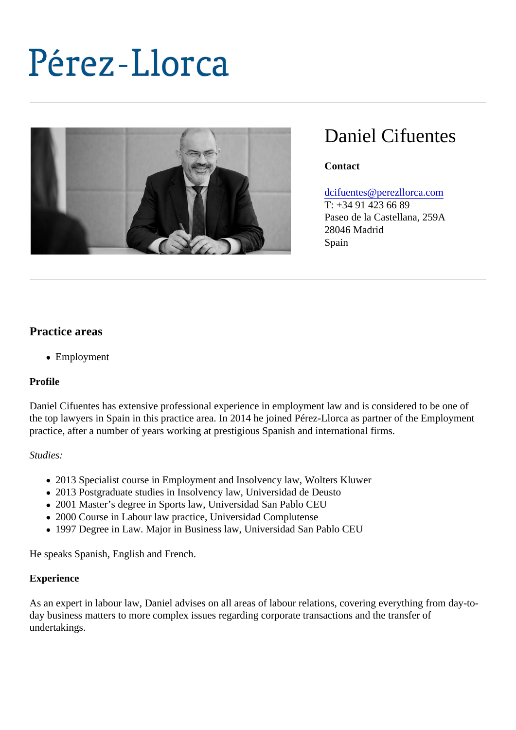# Pérez-Llorca

## Daniel Cifuentes

**Contact**

dcifuentes@perezllorca.com
T: +34 91 423 66 89
Paseo de la Castellana, 259A
28046 Madrid
Spain

### Practice areas

- Employment

**Profile**

Daniel Cifuentes has extensive professional experience in employment law and is considered to be one of the top lawyers in Spain in this practice area. In 2014 he joined Pérez-Llorca as partner of the Employment practice, after a number of years working at prestigious Spanish and international firms.

*Studies:*

- 2013 Specialist course in Employment and Insolvency law, Wolters Kluwer
- 2013 Postgraduate studies in Insolvency law, Universidad de Deusto
- 2001 Master's degree in Sports law, Universidad San Pablo CEU
- 2000 Course in Labour law practice, Universidad Complutense
- 1997 Degree in Law. Major in Business law, Universidad San Pablo CEU

He speaks Spanish, English and French.

**Experience**

As an expert in labour law, Daniel advises on all areas of labour relations, covering everything from day-to-day business matters to more complex issues regarding corporate transactions and the transfer of undertakings.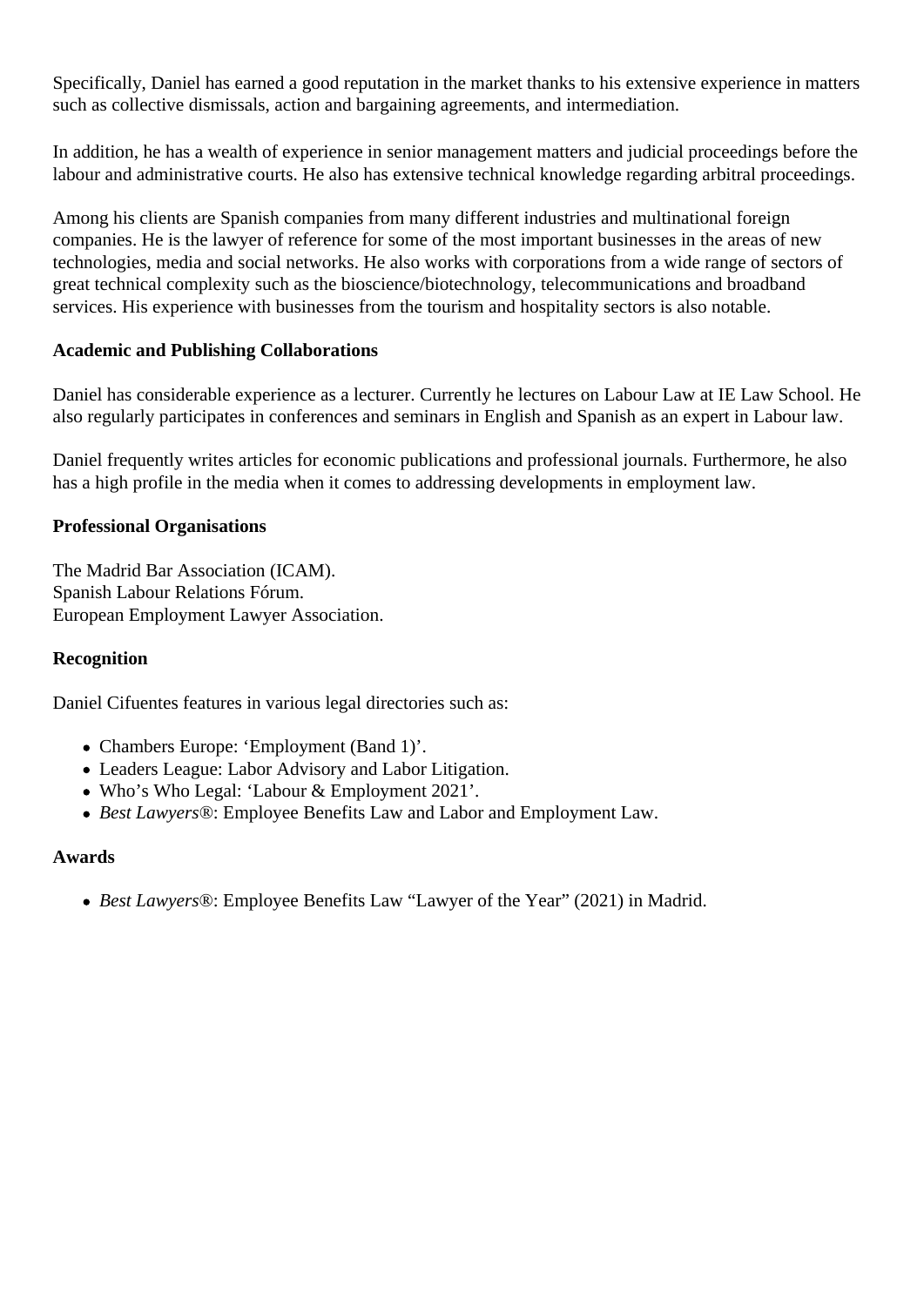Specifically, Daniel has earned a good reputation in the market thanks to his extensive experience in matters such as collective dismissals, action and bargaining agreements, and intermediation.

In addition, he has a wealth of experience in senior management matters and judicial proceedings before the labour and administrative courts. He also has extensive technical knowledge regarding arbitral proceedings.

Among his clients are Spanish companies from many different industries and multinational foreign companies. He is the lawyer of reference for some of the most important businesses in the areas of new technologies, media and social networks. He also works with corporations from a wide range of sectors of great technical complexity such as the bioscience/biotechnology, telecommunications and broadband services. His experience with businesses from the tourism and hospitality sectors is also notable.

**Academic and Publishing Collaborations**

Daniel has considerable experience as a lecturer. Currently he lectures on Labour Law at IE Law School. He also regularly participates in conferences and seminars in English and Spanish as an expert in Labour law.

Daniel frequently writes articles for economic publications and professional journals. Furthermore, he also has a high profile in the media when it comes to addressing developments in employment law.

**Professional Organisations**

The Madrid Bar Association (ICAM).
Spanish Labour Relations Fórum.
European Employment Lawyer Association.

**Recognition**

Daniel Cifuentes features in various legal directories such as:

- Chambers Europe: 'Employment (Band 1)'.
- Leaders League: Labor Advisory and Labor Litigation.
- Who's Who Legal: 'Labour & Employment 2021'.
- *Best Lawyers*®: Employee Benefits Law and Labor and Employment Law.

**Awards**

- *Best Lawyers*®: Employee Benefits Law "Lawyer of the Year" (2021) in Madrid.